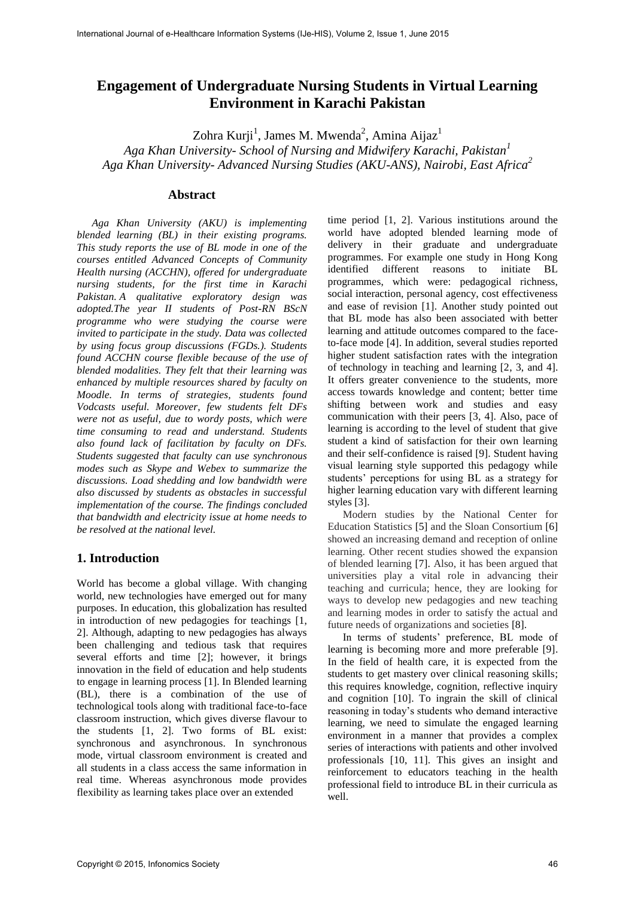# Engagement of Undergraduate Nursing Students in Virtual Learning Environment in Karachi Pakistan

Zohra Kurji[1], James M. Mwenda[2], Amina Aijaz[1]

*Aga Khan University- School of Nursing and Midwifery Karachi, Pakistan[1]*
*Aga Khan University- Advanced Nursing Studies (AKU-ANS), Nairobi, East Africa[2]*

## Abstract

*Aga Khan University (AKU) is implementing blended learning (BL) in their existing programs. This study reports the use of BL mode in one of the courses entitled Advanced Concepts of Community Health nursing (ACCHN), offered for undergraduate nursing students, for the first time in Karachi Pakistan. A qualitative exploratory design was adopted.The year II students of Post-RN BScN programme who were studying the course were invited to participate in the study. Data was collected by using focus group discussions (FGDs.). Students found ACCHN course flexible because of the use of blended modalities. They felt that their learning was enhanced by multiple resources shared by faculty on Moodle. In terms of strategies, students found Vodcasts useful. Moreover, few students felt DFs were not as useful, due to wordy posts, which were time consuming to read and understand. Students also found lack of facilitation by faculty on DFs. Students suggested that faculty can use synchronous modes such as Skype and Webex to summarize the discussions. Load shedding and low bandwidth were also discussed by students as obstacles in successful implementation of the course. The findings concluded that bandwidth and electricity issue at home needs to be resolved at the national level.*

## 1. Introduction

World has become a global village. With changing world, new technologies have emerged out for many purposes. In education, this globalization has resulted in introduction of new pedagogies for teachings [1, 2]. Although, adapting to new pedagogies has always been challenging and tedious task that requires several efforts and time [2]; however, it brings innovation in the field of education and help students to engage in learning process [1]. In Blended learning (BL), there is a combination of the use of technological tools along with traditional face-to-face classroom instruction, which gives diverse flavour to the students [1, 2]. Two forms of BL exist: synchronous and asynchronous. In synchronous mode, virtual classroom environment is created and all students in a class access the same information in real time. Whereas asynchronous mode provides flexibility as learning takes place over an extended time period [1, 2]. Various institutions around the world have adopted blended learning mode of delivery in their graduate and undergraduate programmes. For example one study in Hong Kong identified different reasons to initiate BL programmes, which were: pedagogical richness, social interaction, personal agency, cost effectiveness and ease of revision [1]. Another study pointed out that BL mode has also been associated with better learning and attitude outcomes compared to the face-to-face mode [4]. In addition, several studies reported higher student satisfaction rates with the integration of technology in teaching and learning [2, 3, and 4]. It offers greater convenience to the students, more access towards knowledge and content; better time shifting between work and studies and easy communication with their peers [3, 4]. Also, pace of learning is according to the level of student that give student a kind of satisfaction for their own learning and their self-confidence is raised [9]. Student having visual learning style supported this pedagogy while students' perceptions for using BL as a strategy for higher learning education vary with different learning styles [3].

Modern studies by the National Center for Education Statistics [5] and the Sloan Consortium [6] showed an increasing demand and reception of online learning. Other recent studies showed the expansion of blended learning [7]. Also, it has been argued that universities play a vital role in advancing their teaching and curricula; hence, they are looking for ways to develop new pedagogies and new teaching and learning modes in order to satisfy the actual and future needs of organizations and societies [8].

In terms of students' preference, BL mode of learning is becoming more and more preferable [9]. In the field of health care, it is expected from the students to get mastery over clinical reasoning skills; this requires knowledge, cognition, reflective inquiry and cognition [10]. To ingrain the skill of clinical reasoning in today's students who demand interactive learning, we need to simulate the engaged learning environment in a manner that provides a complex series of interactions with patients and other involved professionals [10, 11]. This gives an insight and reinforcement to educators teaching in the health professional field to introduce BL in their curricula as well.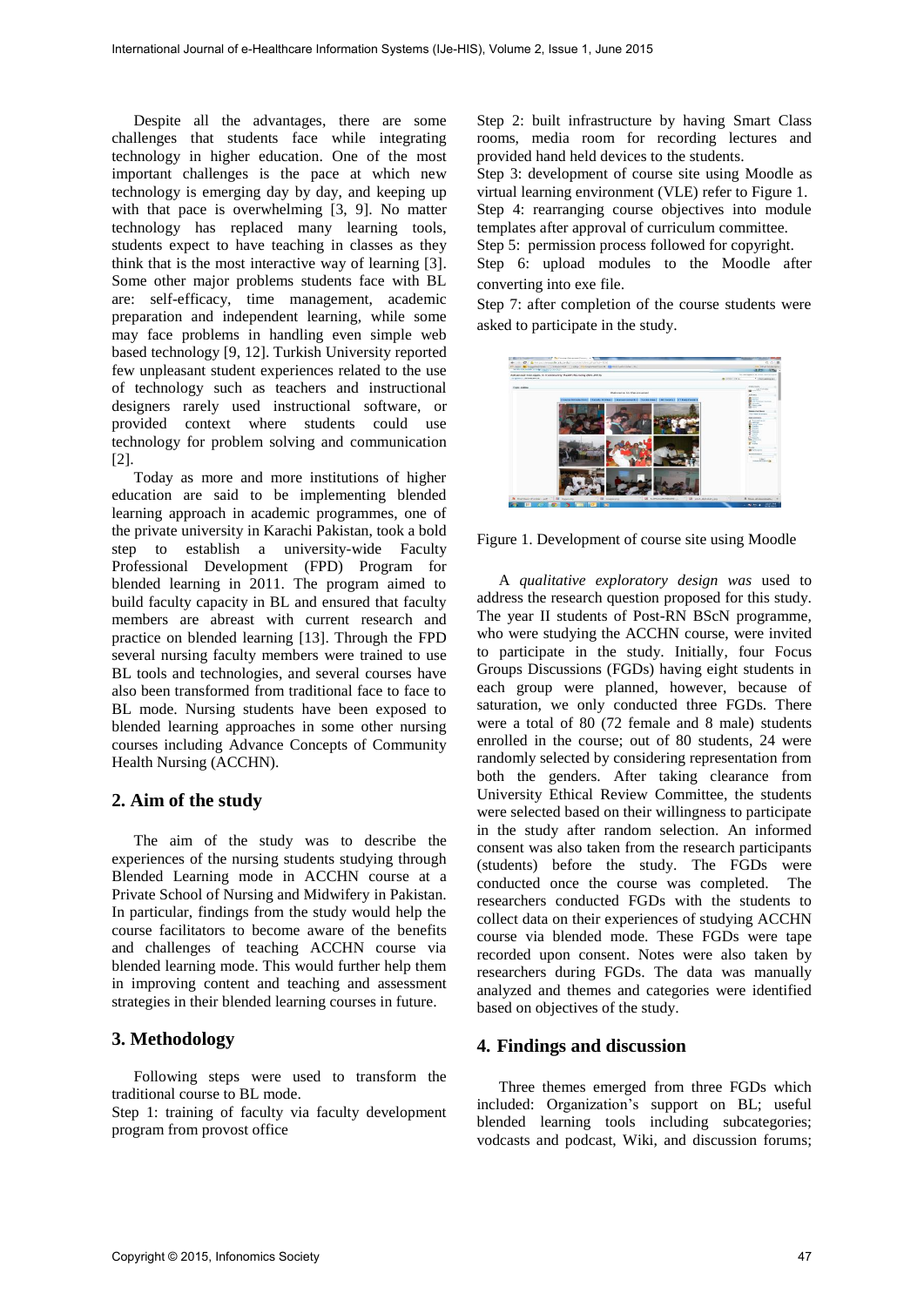Despite all the advantages, there are some challenges that students face while integrating technology in higher education. One of the most important challenges is the pace at which new technology is emerging day by day, and keeping up with that pace is overwhelming [3, 9]. No matter technology has replaced many learning tools, students expect to have teaching in classes as they think that is the most interactive way of learning [3]. Some other major problems students face with BL are: self-efficacy, time management, academic preparation and independent learning, while some may face problems in handling even simple web based technology [9, 12]. Turkish University reported few unpleasant student experiences related to the use of technology such as teachers and instructional designers rarely used instructional software, or provided context where students could use technology for problem solving and communication [2].

Today as more and more institutions of higher education are said to be implementing blended learning approach in academic programmes, one of the private university in Karachi Pakistan, took a bold step to establish a university-wide Faculty Professional Development (FPD) Program for blended learning in 2011. The program aimed to build faculty capacity in BL and ensured that faculty members are abreast with current research and practice on blended learning [13]. Through the FPD several nursing faculty members were trained to use BL tools and technologies, and several courses have also been transformed from traditional face to face to BL mode. Nursing students have been exposed to blended learning approaches in some other nursing courses including Advance Concepts of Community Health Nursing (ACCHN).

## 2. Aim of the study

The aim of the study was to describe the experiences of the nursing students studying through Blended Learning mode in ACCHN course at a Private School of Nursing and Midwifery in Pakistan. In particular, findings from the study would help the course facilitators to become aware of the benefits and challenges of teaching ACCHN course via blended learning mode. This would further help them in improving content and teaching and assessment strategies in their blended learning courses in future.

## 3. Methodology

Following steps were used to transform the traditional course to BL mode.

Step 1: training of faculty via faculty development program from provost office

Step 2: built infrastructure by having Smart Class rooms, media room for recording lectures and provided hand held devices to the students.

Step 3: development of course site using Moodle as virtual learning environment (VLE) refer to Figure 1.

Step 4: rearranging course objectives into module templates after approval of curriculum committee.

Step 5: permission process followed for copyright.

Step 6: upload modules to the Moodle after converting into exe file.

Step 7: after completion of the course students were asked to participate in the study.

Figure 1. Development of course site using Moodle

A *qualitative exploratory design was* used to address the research question proposed for this study. The year II students of Post-RN BScN programme, who were studying the ACCHN course, were invited to participate in the study. Initially, four Focus Groups Discussions (FGDs) having eight students in each group were planned, however, because of saturation, we only conducted three FGDs. There were a total of 80 (72 female and 8 male) students enrolled in the course; out of 80 students, 24 were randomly selected by considering representation from both the genders. After taking clearance from University Ethical Review Committee, the students were selected based on their willingness to participate in the study after random selection. An informed consent was also taken from the research participants (students) before the study. The FGDs were conducted once the course was completed. The researchers conducted FGDs with the students to collect data on their experiences of studying ACCHN course via blended mode. These FGDs were tape recorded upon consent. Notes were also taken by researchers during FGDs. The data was manually analyzed and themes and categories were identified based on objectives of the study.

## 4. Findings and discussion

Three themes emerged from three FGDs which included: Organization's support on BL; useful blended learning tools including subcategories; vodcasts and podcast, Wiki, and discussion forums;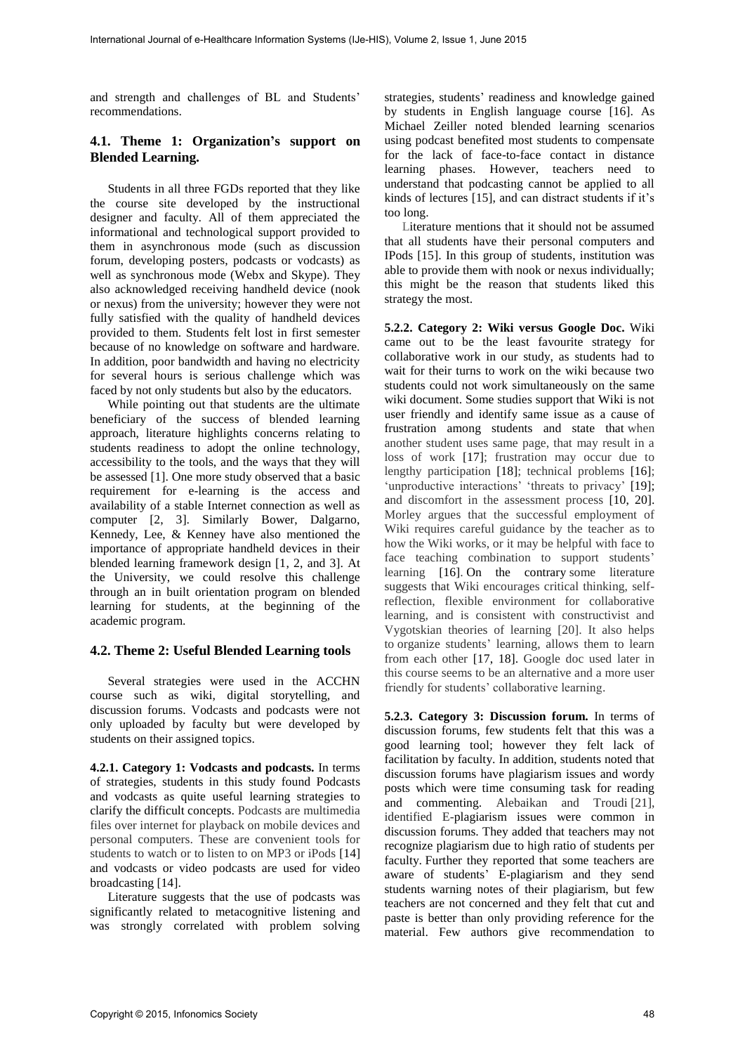and strength and challenges of BL and Students' recommendations.

### 4.1. Theme 1: Organization's support on Blended Learning.

Students in all three FGDs reported that they like the course site developed by the instructional designer and faculty. All of them appreciated the informational and technological support provided to them in asynchronous mode (such as discussion forum, developing posters, podcasts or vodcasts) as well as synchronous mode (Webx and Skype). They also acknowledged receiving handheld device (nook or nexus) from the university; however they were not fully satisfied with the quality of handheld devices provided to them. Students felt lost in first semester because of no knowledge on software and hardware. In addition, poor bandwidth and having no electricity for several hours is serious challenge which was faced by not only students but also by the educators.

While pointing out that students are the ultimate beneficiary of the success of blended learning approach, literature highlights concerns relating to students readiness to adopt the online technology, accessibility to the tools, and the ways that they will be assessed [1]. One more study observed that a basic requirement for e-learning is the access and availability of a stable Internet connection as well as computer [2, 3]. Similarly Bower, Dalgarno, Kennedy, Lee, & Kenney have also mentioned the importance of appropriate handheld devices in their blended learning framework design [1, 2, and 3]. At the University, we could resolve this challenge through an in built orientation program on blended learning for students, at the beginning of the academic program.

### 4.2. Theme 2: Useful Blended Learning tools

Several strategies were used in the ACCHN course such as wiki, digital storytelling, and discussion forums. Vodcasts and podcasts were not only uploaded by faculty but were developed by students on their assigned topics.

**4.2.1. Category 1: Vodcasts and podcasts.** In terms of strategies, students in this study found Podcasts and vodcasts as quite useful learning strategies to clarify the difficult concepts. Podcasts are multimedia files over internet for playback on mobile devices and personal computers. These are convenient tools for students to watch or to listen to on MP3 or iPods [14] and vodcasts or video podcasts are used for video broadcasting [14].

Literature suggests that the use of podcasts was significantly related to metacognitive listening and was strongly correlated with problem solving strategies, students' readiness and knowledge gained by students in English language course [16]. As Michael Zeiller noted blended learning scenarios using podcast benefited most students to compensate for the lack of face-to-face contact in distance learning phases. However, teachers need to understand that podcasting cannot be applied to all kinds of lectures [15], and can distract students if it's too long.

Literature mentions that it should not be assumed that all students have their personal computers and IPods [15]. In this group of students, institution was able to provide them with nook or nexus individually; this might be the reason that students liked this strategy the most.

**5.2.2. Category 2: Wiki versus Google Doc.** Wiki came out to be the least favourite strategy for collaborative work in our study, as students had to wait for their turns to work on the wiki because two students could not work simultaneously on the same wiki document. Some studies support that Wiki is not user friendly and identify same issue as a cause of frustration among students and state that when another student uses same page, that may result in a loss of work [17]; frustration may occur due to lengthy participation [18]; technical problems [16]; 'unproductive interactions' 'threats to privacy' [19]; and discomfort in the assessment process [10, 20]. Morley argues that the successful employment of Wiki requires careful guidance by the teacher as to how the Wiki works, or it may be helpful with face to face teaching combination to support students' learning [16]. On the contrary some literature suggests that Wiki encourages critical thinking, self-reflection, flexible environment for collaborative learning, and is consistent with constructivist and Vygotskian theories of learning [20]. It also helps to organize students' learning, allows them to learn from each other [17, 18]. Google doc used later in this course seems to be an alternative and a more user friendly for students' collaborative learning.

**5.2.3. Category 3: Discussion forum.** In terms of discussion forums, few students felt that this was a good learning tool; however they felt lack of facilitation by faculty. In addition, students noted that discussion forums have plagiarism issues and wordy posts which were time consuming task for reading and commenting. Alebaikan and Troudi [21], identified E-plagiarism issues were common in discussion forums. They added that teachers may not recognize plagiarism due to high ratio of students per faculty. Further they reported that some teachers are aware of students' E-plagiarism and they send students warning notes of their plagiarism, but few teachers are not concerned and they felt that cut and paste is better than only providing reference for the material. Few authors give recommendation to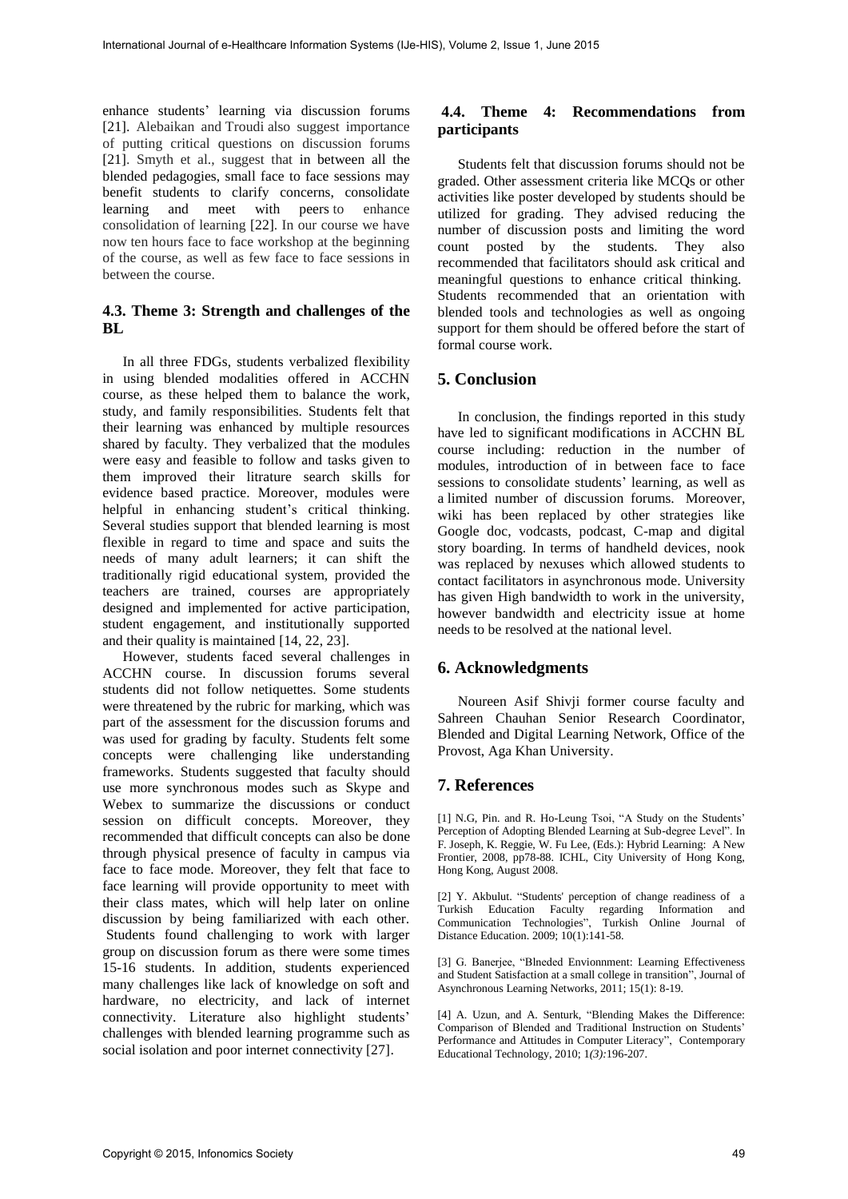enhance students' learning via discussion forums [21]. Alebaikan and Troudi also suggest importance of putting critical questions on discussion forums [21]. Smyth et al., suggest that in between all the blended pedagogies, small face to face sessions may benefit students to clarify concerns, consolidate learning and meet with peers to enhance consolidation of learning [22]. In our course we have now ten hours face to face workshop at the beginning of the course, as well as few face to face sessions in between the course.

### 4.3. Theme 3: Strength and challenges of the BL

In all three FDGs, students verbalized flexibility in using blended modalities offered in ACCHN course, as these helped them to balance the work, study, and family responsibilities. Students felt that their learning was enhanced by multiple resources shared by faculty. They verbalized that the modules were easy and feasible to follow and tasks given to them improved their litrature search skills for evidence based practice. Moreover, modules were helpful in enhancing student's critical thinking. Several studies support that blended learning is most flexible in regard to time and space and suits the needs of many adult learners; it can shift the traditionally rigid educational system, provided the teachers are trained, courses are appropriately designed and implemented for active participation, student engagement, and institutionally supported and their quality is maintained [14, 22, 23].

However, students faced several challenges in ACCHN course. In discussion forums several students did not follow netiquettes. Some students were threatened by the rubric for marking, which was part of the assessment for the discussion forums and was used for grading by faculty. Students felt some concepts were challenging like understanding frameworks. Students suggested that faculty should use more synchronous modes such as Skype and Webex to summarize the discussions or conduct session on difficult concepts. Moreover, they recommended that difficult concepts can also be done through physical presence of faculty in campus via face to face mode. Moreover, they felt that face to face learning will provide opportunity to meet with their class mates, which will help later on online discussion by being familiarized with each other. Students found challenging to work with larger group on discussion forum as there were some times 15-16 students. In addition, students experienced many challenges like lack of knowledge on soft and hardware, no electricity, and lack of internet connectivity. Literature also highlight students' challenges with blended learning programme such as social isolation and poor internet connectivity [27].

### 4.4. Theme 4: Recommendations from participants

Students felt that discussion forums should not be graded. Other assessment criteria like MCQs or other activities like poster developed by students should be utilized for grading. They advised reducing the number of discussion posts and limiting the word count posted by the students. They also recommended that facilitators should ask critical and meaningful questions to enhance critical thinking. Students recommended that an orientation with blended tools and technologies as well as ongoing support for them should be offered before the start of formal course work.

## 5. Conclusion

In conclusion, the findings reported in this study have led to significant modifications in ACCHN BL course including: reduction in the number of modules, introduction of in between face to face sessions to consolidate students' learning, as well as a limited number of discussion forums. Moreover, wiki has been replaced by other strategies like Google doc, vodcasts, podcast, C-map and digital story boarding. In terms of handheld devices, nook was replaced by nexuses which allowed students to contact facilitators in asynchronous mode. University has given High bandwidth to work in the university, however bandwidth and electricity issue at home needs to be resolved at the national level.

## 6. Acknowledgments

Noureen Asif Shivji former course faculty and Sahreen Chauhan Senior Research Coordinator, Blended and Digital Learning Network, Office of the Provost, Aga Khan University.

## 7. References

[1] N.G, Pin. and R. Ho-Leung Tsoi, "A Study on the Students' Perception of Adopting Blended Learning at Sub-degree Level". In F. Joseph, K. Reggie, W. Fu Lee, (Eds.): Hybrid Learning: A New Frontier, 2008, pp78-88. ICHL, City University of Hong Kong, Hong Kong, August 2008.

[2] Y. Akbulut. "Students' perception of change readiness of a Turkish Education Faculty regarding Information and Communication Technologies", Turkish Online Journal of Distance Education. 2009; 10(1):141-58.

[3] G. Banerjee, "Blneded Envionnment: Learning Effectiveness and Student Satisfaction at a small college in transition", Journal of Asynchronous Learning Networks, 2011; 15(1): 8-19.

[4] A. Uzun, and A. Senturk, "Blending Makes the Difference: Comparison of Blended and Traditional Instruction on Students' Performance and Attitudes in Computer Literacy", Contemporary Educational Technology, 2010; 1*(3)*:196-207.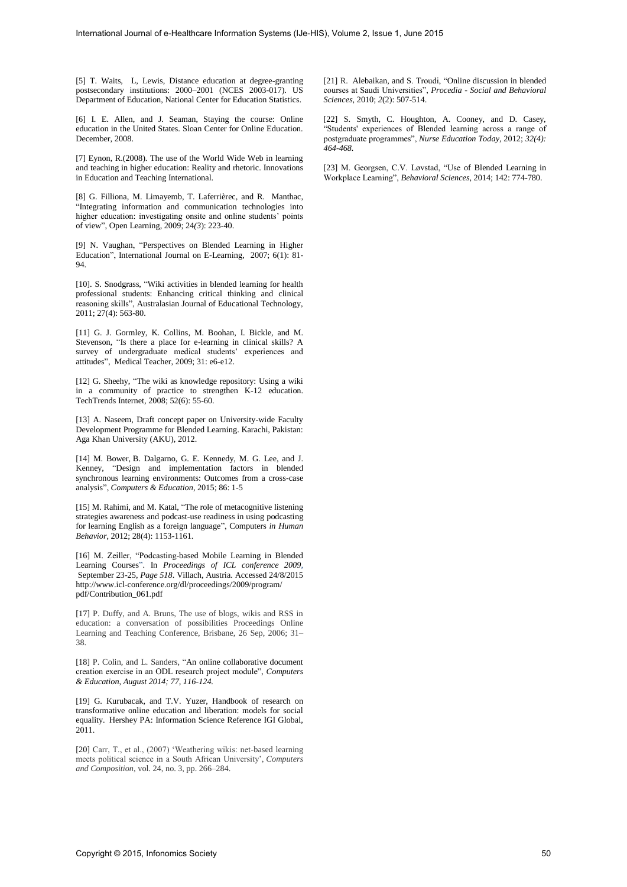[5] T. Waits, L, Lewis, Distance education at degree-granting postsecondary institutions: 2000–2001 (NCES 2003-017). US Department of Education, National Center for Education Statistics.

[6] I. E. Allen, and J. Seaman, Staying the course: Online education in the United States. Sloan Center for Online Education. December, 2008.

[7] Eynon, R.(2008). The use of the World Wide Web in learning and teaching in higher education: Reality and rhetoric. Innovations in Education and Teaching International.

[8] G. Filliona, M. Limayemb, T. Laferrièrec, and R. Manthac, "Integrating information and communication technologies into higher education: investigating onsite and online students' points of view", Open Learning, 2009; 24*(3*): 223-40.

[9] N. Vaughan, "Perspectives on Blended Learning in Higher Education", International Journal on E-Learning, 2007; 6(1): 81-94.

[10]. S. Snodgrass, "Wiki activities in blended learning for health professional students: Enhancing critical thinking and clinical reasoning skills", Australasian Journal of Educational Technology, 2011; 27(4): 563-80.

[11] G. J. Gormley, K. Collins, M. Boohan, I. Bickle, and M. Stevenson, "Is there a place for e-learning in clinical skills? A survey of undergraduate medical students' experiences and attitudes", Medical Teacher, 2009; 31: e6-e12.

[12] G. Sheehy, "The wiki as knowledge repository: Using a wiki in a community of practice to strengthen K-12 education. TechTrends Internet, 2008; 52(6): 55-60.

[13] A. Naseem, Draft concept paper on University-wide Faculty Development Programme for Blended Learning. Karachi, Pakistan: Aga Khan University (AKU), 2012.

[14] M. Bower, B. Dalgarno, G. E. Kennedy, M. G. Lee, and J. Kenney, "Design and implementation factors in blended synchronous learning environments: Outcomes from a cross-case analysis", *Computers & Education*, 2015; 86: 1-5

[15] M. Rahimi, and M. Katal, "The role of metacognitive listening strategies awareness and podcast-use readiness in using podcasting for learning English as a foreign language", Computers *in Human Behavior*, 2012; 28(4): 1153-1161.

[16] M. Zeiller, "Podcasting-based Mobile Learning in Blended Learning Courses". In *Proceedings of ICL conference 2009,* September 23-25, *Page 518*. Villach, Austria. Accessed 24/8/2015 http://www.icl-conference.org/dl/proceedings/2009/program/pdf/Contribution_061.pdf

[17] P. Duffy, and A. Bruns, The use of blogs, wikis and RSS in education: a conversation of possibilities Proceedings Online Learning and Teaching Conference, Brisbane, 26 Sep, 2006; 31–38.

[18] P. Colin, and L. Sanders, "An online collaborative document creation exercise in an ODL research project module", *Computers & Education, August 2014; 77, 116-124.*

[19] G. Kurubacak, and T.V. Yuzer, Handbook of research on transformative online education and liberation: models for social equality. Hershey PA: Information Science Reference IGI Global, 2011.

[20] Carr, T., et al., (2007) 'Weathering wikis: net-based learning meets political science in a South African University', *Computers and Composition*, vol. 24, no. 3, pp. 266–284.

[21] R. Alebaikan, and S. Troudi, "Online discussion in blended courses at Saudi Universities", *Procedia - Social and Behavioral Sciences*, 2010; *2*(2): 507-514.

[22] S. Smyth, C. Houghton, A. Cooney, and D. Casey, "Students' experiences of Blended learning across a range of postgraduate programmes", *Nurse Education Today*, 2012; *32(4): 464-468.*

[23] M. Georgsen, C.V. Løvstad, "Use of Blended Learning in Workplace Learning", *Behavioral Sciences*, 2014; 142: 774-780.